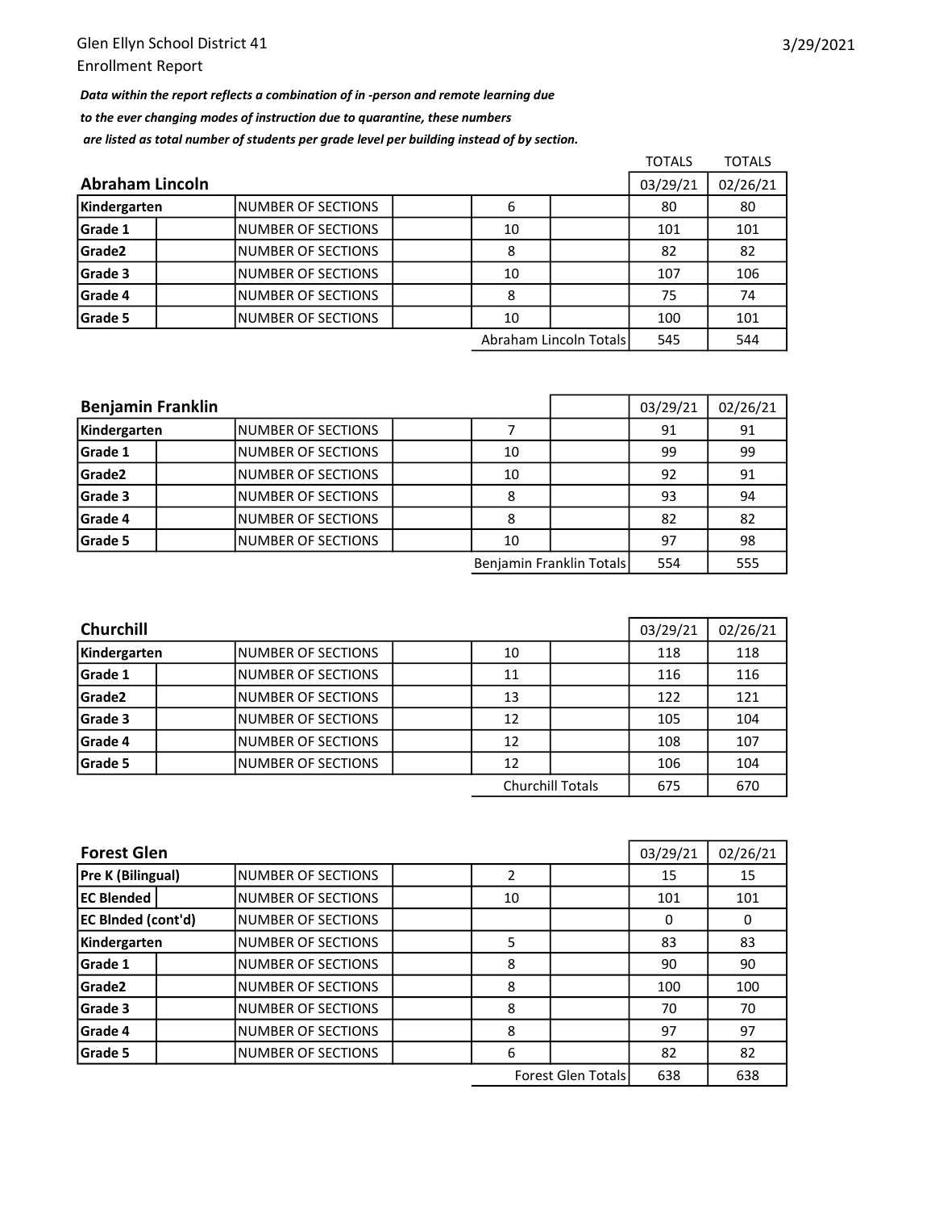Glen Ellyn School District 41

Enrollment Report

3/29/2021

***Data within the report reflects a combination of in -person and remote learning due to the ever changing modes of instruction due to quarantine, these numbers are listed as total number of students per grade level per building instead of by section.***

| **Abraham Lincoln** | | | TOTALS 03/29/21 | TOTALS 02/26/21 |
|---|---|---|---|---|
| **Kindergarten** | NUMBER OF SECTIONS | 6 | 80 | 80 |
| **Grade 1** | NUMBER OF SECTIONS | 10 | 101 | 101 |
| **Grade2** | NUMBER OF SECTIONS | 8 | 82 | 82 |
| **Grade 3** | NUMBER OF SECTIONS | 10 | 107 | 106 |
| **Grade 4** | NUMBER OF SECTIONS | 8 | 75 | 74 |
| **Grade 5** | NUMBER OF SECTIONS | 10 | 100 | 101 |
| | | Abraham Lincoln Totals | 545 | 544 |

| **Benjamin Franklin** | | | 03/29/21 | 02/26/21 |
|---|---|---|---|---|
| **Kindergarten** | NUMBER OF SECTIONS | 7 | 91 | 91 |
| **Grade 1** | NUMBER OF SECTIONS | 10 | 99 | 99 |
| **Grade2** | NUMBER OF SECTIONS | 10 | 92 | 91 |
| **Grade 3** | NUMBER OF SECTIONS | 8 | 93 | 94 |
| **Grade 4** | NUMBER OF SECTIONS | 8 | 82 | 82 |
| **Grade 5** | NUMBER OF SECTIONS | 10 | 97 | 98 |
| | | Benjamin Franklin Totals | 554 | 555 |

| **Churchill** | | | 03/29/21 | 02/26/21 |
|---|---|---|---|---|
| **Kindergarten** | NUMBER OF SECTIONS | 10 | 118 | 118 |
| **Grade 1** | NUMBER OF SECTIONS | 11 | 116 | 116 |
| **Grade2** | NUMBER OF SECTIONS | 13 | 122 | 121 |
| **Grade 3** | NUMBER OF SECTIONS | 12 | 105 | 104 |
| **Grade 4** | NUMBER OF SECTIONS | 12 | 108 | 107 |
| **Grade 5** | NUMBER OF SECTIONS | 12 | 106 | 104 |
| | | Churchill Totals | 675 | 670 |

| **Forest Glen** | | | 03/29/21 | 02/26/21 |
|---|---|---|---|---|
| **Pre K (Bilingual)** | NUMBER OF SECTIONS | 2 | 15 | 15 |
| **EC Blended** | NUMBER OF SECTIONS | 10 | 101 | 101 |
| **EC Blnded (cont'd)** | NUMBER OF SECTIONS | | 0 | 0 |
| **Kindergarten** | NUMBER OF SECTIONS | 5 | 83 | 83 |
| **Grade 1** | NUMBER OF SECTIONS | 8 | 90 | 90 |
| **Grade2** | NUMBER OF SECTIONS | 8 | 100 | 100 |
| **Grade 3** | NUMBER OF SECTIONS | 8 | 70 | 70 |
| **Grade 4** | NUMBER OF SECTIONS | 8 | 97 | 97 |
| **Grade 5** | NUMBER OF SECTIONS | 6 | 82 | 82 |
| | | Forest Glen Totals | 638 | 638 |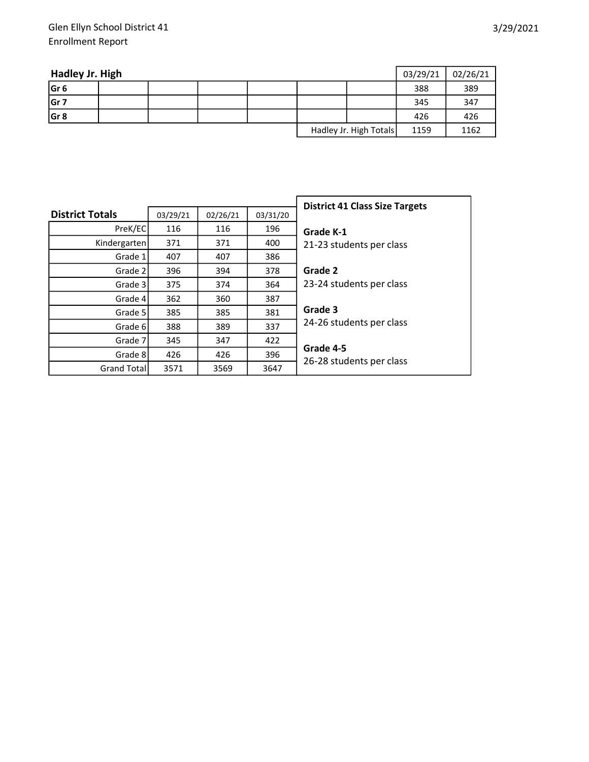Glen Ellyn School District 41
Enrollment Report

3/29/2021

## Hadley Jr. High

| | | | | | | | 03/29/21 | 02/26/21 |
|---|---|---|---|---|---|---|---|---|
| **Gr 6** | | | | | | | 388 | 389 |
| **Gr 7** | | | | | | | 345 | 347 |
| **Gr 8** | | | | | | | 426 | 426 |
| | | | | | | Hadley Jr. High Totals | 1159 | 1162 |

## District Totals

| District Totals | 03/29/21 | 02/26/21 | 03/31/20 |
|---|---|---|---|
| PreK/EC | 116 | 116 | 196 |
| Kindergarten | 371 | 371 | 400 |
| Grade 1 | 407 | 407 | 386 |
| Grade 2 | 396 | 394 | 378 |
| Grade 3 | 375 | 374 | 364 |
| Grade 4 | 362 | 360 | 387 |
| Grade 5 | 385 | 385 | 381 |
| Grade 6 | 388 | 389 | 337 |
| Grade 7 | 345 | 347 | 422 |
| Grade 8 | 426 | 426 | 396 |
| Grand Total | 3571 | 3569 | 3647 |

**District 41 Class Size Targets**

**Grade K-1**
21-23 students per class

**Grade 2**
23-24 students per class

**Grade 3**
24-26 students per class

**Grade 4-5**
26-28 students per class